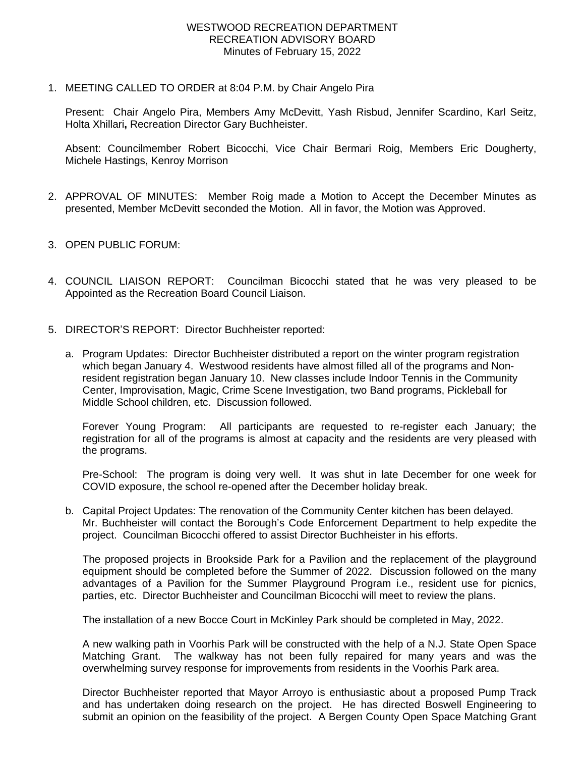WESTWOOD RECREATION DEPARTMENT
RECREATION ADVISORY BOARD
Minutes of February 15, 2022

1. MEETING CALLED TO ORDER at 8:04 P.M. by Chair Angelo Pira

   Present: Chair Angelo Pira, Members Amy McDevitt, Yash Risbud, Jennifer Scardino, Karl Seitz, Holta Xhillari**,** Recreation Director Gary Buchheister.

   Absent: Councilmember Robert Bicocchi, Vice Chair Bermari Roig, Members Eric Dougherty, Michele Hastings, Kenroy Morrison

2. APPROVAL OF MINUTES: Member Roig made a Motion to Accept the December Minutes as presented, Member McDevitt seconded the Motion. All in favor, the Motion was Approved.

3. OPEN PUBLIC FORUM:

4. COUNCIL LIAISON REPORT: Councilman Bicocchi stated that he was very pleased to be Appointed as the Recreation Board Council Liaison.

5. DIRECTOR'S REPORT: Director Buchheister reported:

   a. Program Updates: Director Buchheister distributed a report on the winter program registration which began January 4. Westwood residents have almost filled all of the programs and Non-resident registration began January 10. New classes include Indoor Tennis in the Community Center, Improvisation, Magic, Crime Scene Investigation, two Band programs, Pickleball for Middle School children, etc. Discussion followed.

      Forever Young Program: All participants are requested to re-register each January; the registration for all of the programs is almost at capacity and the residents are very pleased with the programs.

      Pre-School: The program is doing very well. It was shut in late December for one week for COVID exposure, the school re-opened after the December holiday break.

   b. Capital Project Updates: The renovation of the Community Center kitchen has been delayed. Mr. Buchheister will contact the Borough's Code Enforcement Department to help expedite the project. Councilman Bicocchi offered to assist Director Buchheister in his efforts.

      The proposed projects in Brookside Park for a Pavilion and the replacement of the playground equipment should be completed before the Summer of 2022. Discussion followed on the many advantages of a Pavilion for the Summer Playground Program i.e., resident use for picnics, parties, etc. Director Buchheister and Councilman Bicocchi will meet to review the plans.

      The installation of a new Bocce Court in McKinley Park should be completed in May, 2022.

      A new walking path in Voorhis Park will be constructed with the help of a N.J. State Open Space Matching Grant. The walkway has not been fully repaired for many years and was the overwhelming survey response for improvements from residents in the Voorhis Park area.

      Director Buchheister reported that Mayor Arroyo is enthusiastic about a proposed Pump Track and has undertaken doing research on the project. He has directed Boswell Engineering to submit an opinion on the feasibility of the project. A Bergen County Open Space Matching Grant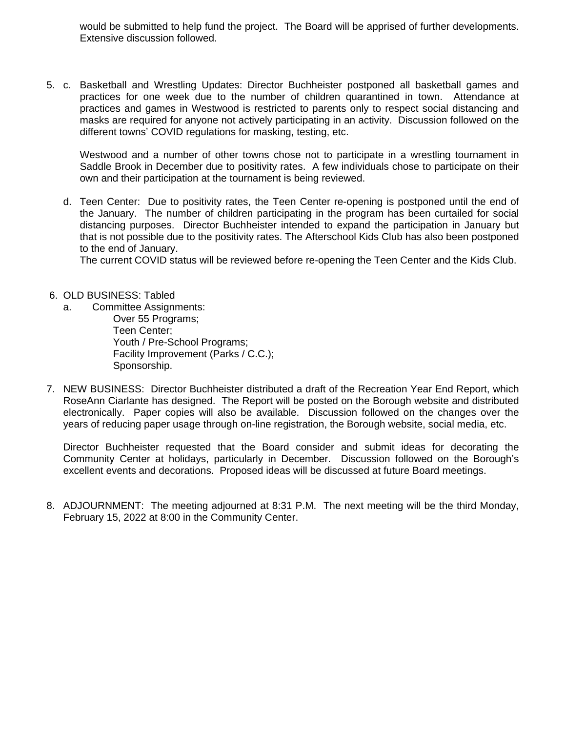would be submitted to help fund the project. The Board will be apprised of further developments. Extensive discussion followed.

5. c. Basketball and Wrestling Updates: Director Buchheister postponed all basketball games and practices for one week due to the number of children quarantined in town. Attendance at practices and games in Westwood is restricted to parents only to respect social distancing and masks are required for anyone not actively participating in an activity. Discussion followed on the different towns' COVID regulations for masking, testing, etc.

   Westwood and a number of other towns chose not to participate in a wrestling tournament in Saddle Brook in December due to positivity rates. A few individuals chose to participate on their own and their participation at the tournament is being reviewed.

   d. Teen Center: Due to positivity rates, the Teen Center re-opening is postponed until the end of the January. The number of children participating in the program has been curtailed for social distancing purposes. Director Buchheister intended to expand the participation in January but that is not possible due to the positivity rates. The Afterschool Kids Club has also been postponed to the end of January.
   The current COVID status will be reviewed before re-opening the Teen Center and the Kids Club.

6. OLD BUSINESS: Tabled
   a. Committee Assignments:
      Over 55 Programs;
      Teen Center;
      Youth / Pre-School Programs;
      Facility Improvement (Parks / C.C.);
      Sponsorship.

7. NEW BUSINESS: Director Buchheister distributed a draft of the Recreation Year End Report, which RoseAnn Ciarlante has designed. The Report will be posted on the Borough website and distributed electronically. Paper copies will also be available. Discussion followed on the changes over the years of reducing paper usage through on-line registration, the Borough website, social media, etc.

   Director Buchheister requested that the Board consider and submit ideas for decorating the Community Center at holidays, particularly in December. Discussion followed on the Borough's excellent events and decorations. Proposed ideas will be discussed at future Board meetings.

8. ADJOURNMENT: The meeting adjourned at 8:31 P.M. The next meeting will be the third Monday, February 15, 2022 at 8:00 in the Community Center.